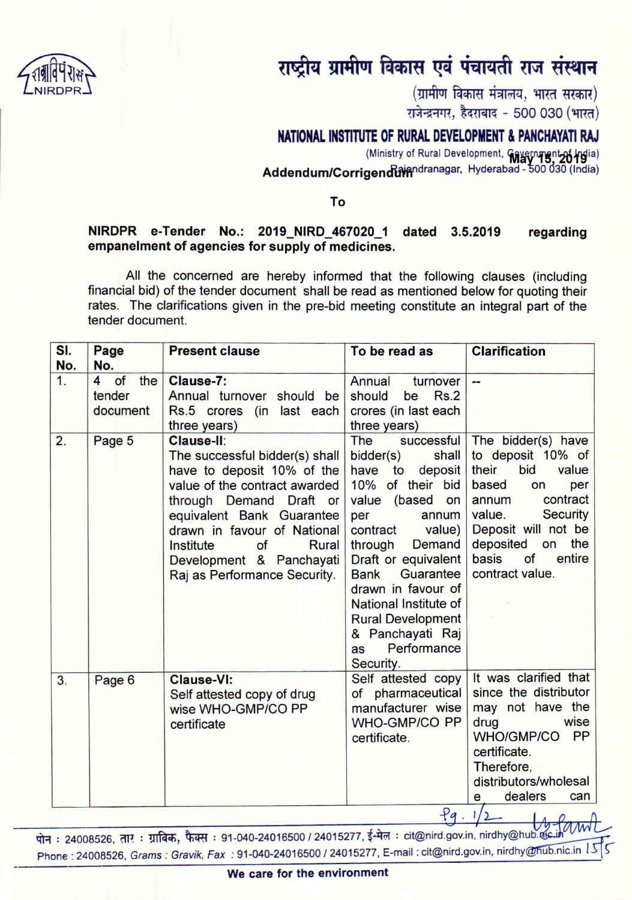# राष्ट्रीय ग्रामीण विकास एवं पंचायती राज संस्थान

(ग्रामीण विकास मंत्रालय, भारत सरकार)
राजेन्द्रनगर, हैदराबाद - 500 030 (भारत)

# NATIONAL INSTITUTE OF RURAL DEVELOPMENT & PANCHAYATI RAJ

(Ministry of Rural Development, Government of India)
Rajendranagar, Hyderabad - 500 030 (India)

May 15, 2019

**Addendum/Corrigendum**

**To**

**NIRDPR e-Tender No.: 2019_NIRD_467020_1 dated 3.5.2019 regarding empanelment of agencies for supply of medicines.**

All the concerned are hereby informed that the following clauses (including financial bid) of the tender document shall be read as mentioned below for quoting their rates. The clarifications given in the pre-bid meeting constitute an integral part of the tender document.

| Sl. No. | Page No. | Present clause | To be read as | Clarification |
|---|---|---|---|---|
| 1. | 4 of the tender document | **Clause-7:** Annual turnover should be Rs.5 crores (in last each three years) | Annual turnover should be Rs.2 crores (in last each three years) | -- |
| 2. | Page 5 | **Clause-II:** The successful bidder(s) shall have to deposit 10% of the value of the contract awarded through Demand Draft or equivalent Bank Guarantee drawn in favour of National Institute of Rural Development & Panchayati Raj as Performance Security. | The successful bidder(s) shall have to deposit 10% of their bid value (based on per annum contract value) through Demand Draft or equivalent Bank Guarantee drawn in favour of National Institute of Rural Development & Panchayati Raj as Performance Security. | The bidder(s) have to deposit 10% of their bid value based on per annum contract value. Security Deposit will not be deposited on the basis of entire contract value. |
| 3. | Page 6 | **Clause-VI:** Self attested copy of drug wise WHO-GMP/CO PP certificate | Self attested copy of pharmaceutical manufacturer wise WHO-GMP/CO PP certificate. | It was clarified that since the distributor may not have the drug wise WHO/GMP/CO PP certificate. Therefore, distributors/wholesale dealers can |

Pg. 1/2

फोन : 24008526, तार : ग्राविक, फैक्स : 91-040-24016500 / 24015277, ई-मेल : cit@nird.gov.in, nirdhy@hub.nic.in
Phone : 24008526, Grams : Gravik, Fax : 91-040-24016500 / 24015277, E-mail : cit@nird.gov.in, nirdhy@hub.nic.in

**We care for the environment**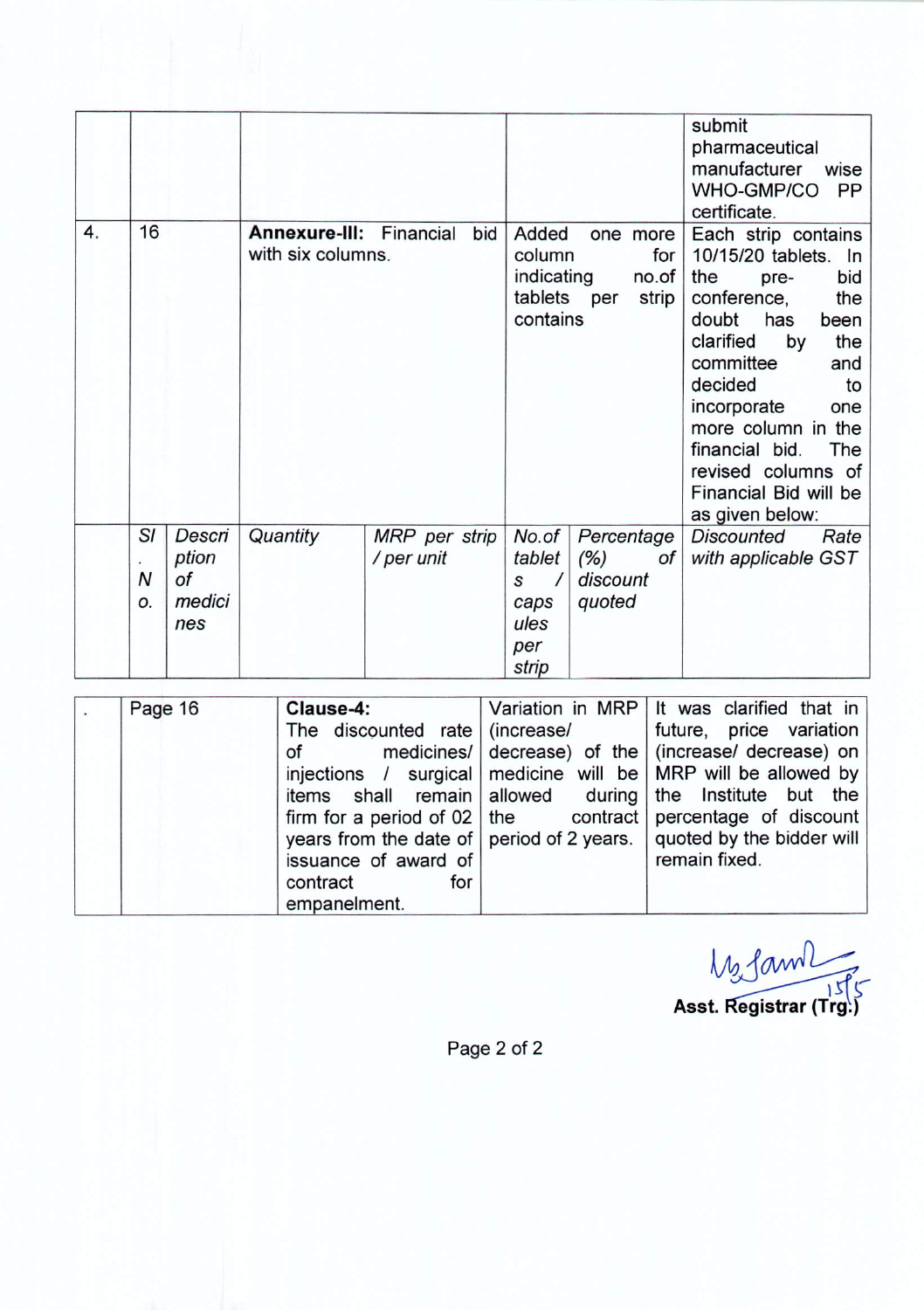| | | | | |
|---|---|---|---|---|
| | | | | submit pharmaceutical manufacturer wise WHO-GMP/COPP certificate. |
| 4. | 16 | **Annexure-III:** Financial bid with six columns. | Added one more column for indicating no.of tablets per strip contains | Each strip contains 10/15/20 tablets. In the pre-bid conference, the doubt has been clarified by the committee and decided to incorporate one more column in the financial bid. The revised columns of Financial Bid will be as given below: |

| *Sl. No.* | *Description of medicines* | *Quantity* | *MRP per strip / per unit* | *No.of tablets / capsules per strip* | *Percentage (%) of discount quoted* | *Discounted Rate with applicable GST* |
|---|---|---|---|---|---|---|

| | | | | |
|---|---|---|---|---|
| . | Page 16 | **Clause-4:** The discounted rate of medicines/ injections / surgical items shall remain firm for a period of 02 years from the date of issuance of award of contract for empanelment. | Variation in MRP (increase/ decrease) of the medicine will be allowed during the contract period of 2 years. | It was clarified that in future, price variation (increase/ decrease) on MRP will be allowed by the Institute but the percentage of discount quoted by the bidder will remain fixed. |

15/5

**Asst. Registrar (Trg.)**